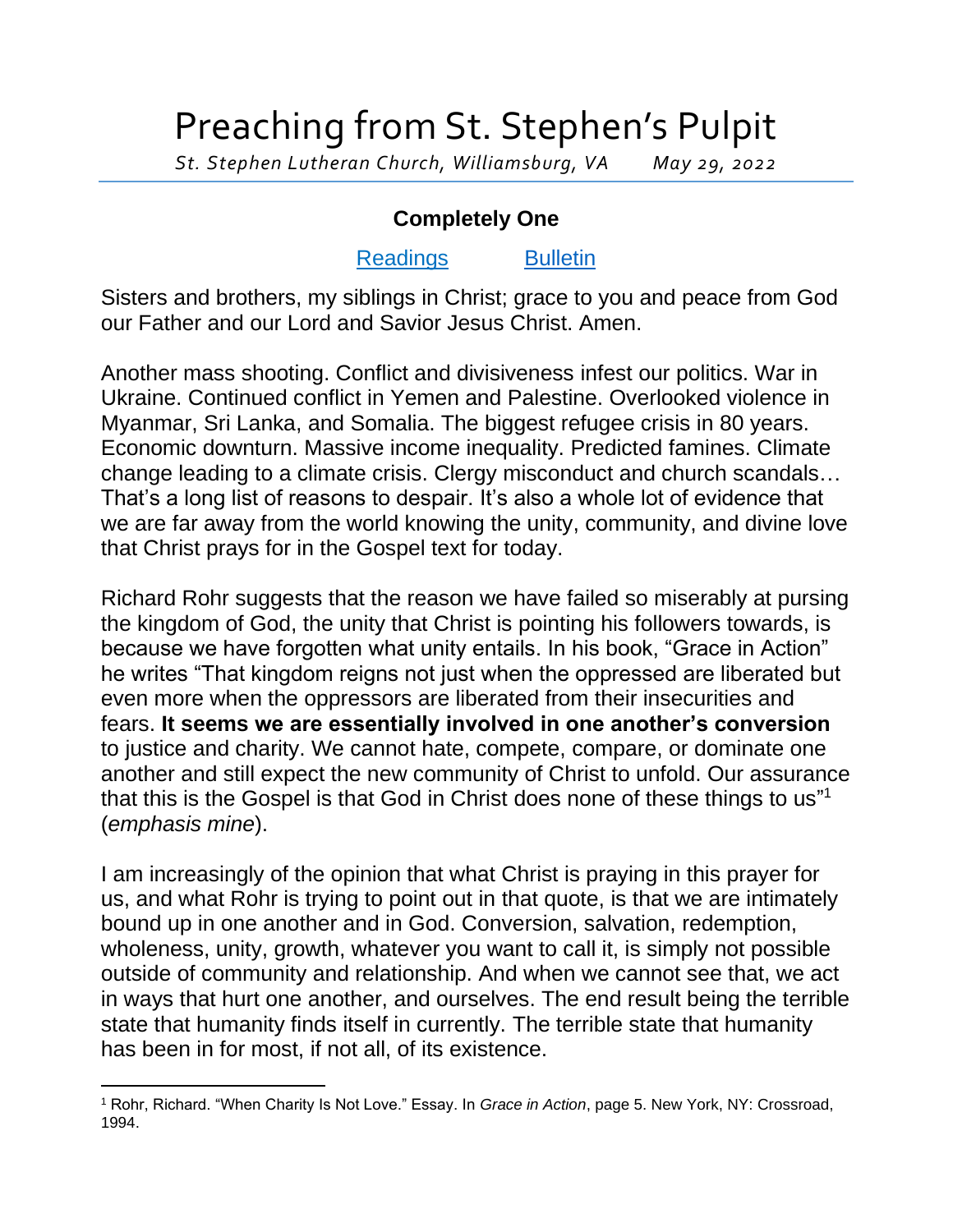# Preaching from St. Stephen's Pulpit

*St. Stephen Lutheran Church, Williamsburg, VA        May 29, 2022*

## Completely One

[Readings]        [Bulletin]

Sisters and brothers, my siblings in Christ; grace to you and peace from God our Father and our Lord and Savior Jesus Christ. Amen.

Another mass shooting. Conflict and divisiveness infest our politics. War in Ukraine. Continued conflict in Yemen and Palestine. Overlooked violence in Myanmar, Sri Lanka, and Somalia. The biggest refugee crisis in 80 years. Economic downturn. Massive income inequality. Predicted famines. Climate change leading to a climate crisis. Clergy misconduct and church scandals… That's a long list of reasons to despair. It's also a whole lot of evidence that we are far away from the world knowing the unity, community, and divine love that Christ prays for in the Gospel text for today.

Richard Rohr suggests that the reason we have failed so miserably at pursing the kingdom of God, the unity that Christ is pointing his followers towards, is because we have forgotten what unity entails. In his book, "Grace in Action" he writes "That kingdom reigns not just when the oppressed are liberated but even more when the oppressors are liberated from their insecurities and fears. **It seems we are essentially involved in one another's conversion** to justice and charity. We cannot hate, compete, compare, or dominate one another and still expect the new community of Christ to unfold. Our assurance that this is the Gospel is that God in Christ does none of these things to us"[1] (*emphasis mine*).

I am increasingly of the opinion that what Christ is praying in this prayer for us, and what Rohr is trying to point out in that quote, is that we are intimately bound up in one another and in God. Conversion, salvation, redemption, wholeness, unity, growth, whatever you want to call it, is simply not possible outside of community and relationship. And when we cannot see that, we act in ways that hurt one another, and ourselves. The end result being the terrible state that humanity finds itself in currently. The terrible state that humanity has been in for most, if not all, of its existence.

---

[1] Rohr, Richard. "When Charity Is Not Love." Essay. In *Grace in Action*, page 5. New York, NY: Crossroad, 1994.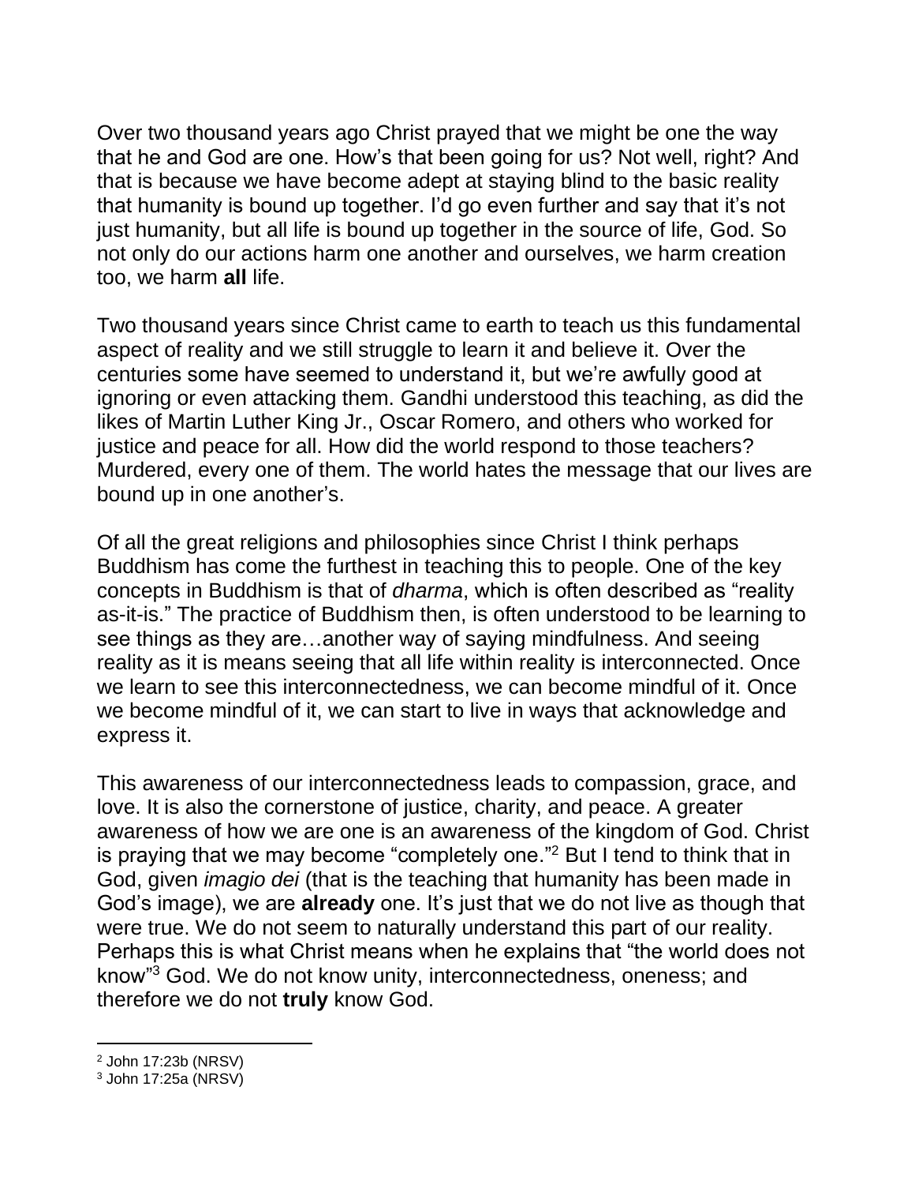Over two thousand years ago Christ prayed that we might be one the way that he and God are one. How's that been going for us? Not well, right? And that is because we have become adept at staying blind to the basic reality that humanity is bound up together. I'd go even further and say that it's not just humanity, but all life is bound up together in the source of life, God. So not only do our actions harm one another and ourselves, we harm creation too, we harm **all** life.

Two thousand years since Christ came to earth to teach us this fundamental aspect of reality and we still struggle to learn it and believe it. Over the centuries some have seemed to understand it, but we're awfully good at ignoring or even attacking them. Gandhi understood this teaching, as did the likes of Martin Luther King Jr., Oscar Romero, and others who worked for justice and peace for all. How did the world respond to those teachers? Murdered, every one of them. The world hates the message that our lives are bound up in one another's.

Of all the great religions and philosophies since Christ I think perhaps Buddhism has come the furthest in teaching this to people. One of the key concepts in Buddhism is that of *dharma*, which is often described as "reality as-it-is." The practice of Buddhism then, is often understood to be learning to see things as they are…another way of saying mindfulness. And seeing reality as it is means seeing that all life within reality is interconnected. Once we learn to see this interconnectedness, we can become mindful of it. Once we become mindful of it, we can start to live in ways that acknowledge and express it.

This awareness of our interconnectedness leads to compassion, grace, and love. It is also the cornerstone of justice, charity, and peace. A greater awareness of how we are one is an awareness of the kingdom of God. Christ is praying that we may become "completely one."[2] But I tend to think that in God, given *imagio dei* (that is the teaching that humanity has been made in God's image), we are **already** one. It's just that we do not live as though that were true. We do not seem to naturally understand this part of our reality. Perhaps this is what Christ means when he explains that "the world does not know"[3] God. We do not know unity, interconnectedness, oneness; and therefore we do not **truly** know God.

---

[2] John 17:23b (NRSV)
[3] John 17:25a (NRSV)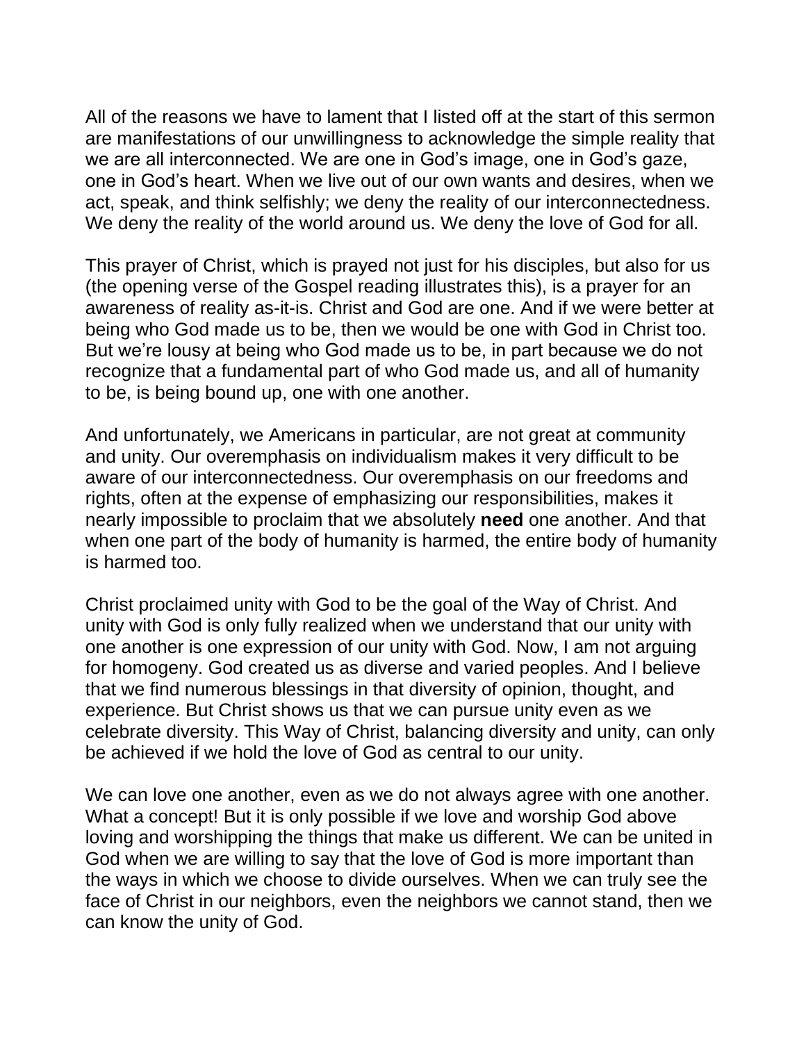All of the reasons we have to lament that I listed off at the start of this sermon are manifestations of our unwillingness to acknowledge the simple reality that we are all interconnected. We are one in God's image, one in God's gaze, one in God's heart. When we live out of our own wants and desires, when we act, speak, and think selfishly; we deny the reality of our interconnectedness. We deny the reality of the world around us. We deny the love of God for all.

This prayer of Christ, which is prayed not just for his disciples, but also for us (the opening verse of the Gospel reading illustrates this), is a prayer for an awareness of reality as-it-is. Christ and God are one. And if we were better at being who God made us to be, then we would be one with God in Christ too. But we're lousy at being who God made us to be, in part because we do not recognize that a fundamental part of who God made us, and all of humanity to be, is being bound up, one with one another.

And unfortunately, we Americans in particular, are not great at community and unity. Our overemphasis on individualism makes it very difficult to be aware of our interconnectedness. Our overemphasis on our freedoms and rights, often at the expense of emphasizing our responsibilities, makes it nearly impossible to proclaim that we absolutely **need** one another. And that when one part of the body of humanity is harmed, the entire body of humanity is harmed too.

Christ proclaimed unity with God to be the goal of the Way of Christ. And unity with God is only fully realized when we understand that our unity with one another is one expression of our unity with God. Now, I am not arguing for homogeny. God created us as diverse and varied peoples. And I believe that we find numerous blessings in that diversity of opinion, thought, and experience. But Christ shows us that we can pursue unity even as we celebrate diversity. This Way of Christ, balancing diversity and unity, can only be achieved if we hold the love of God as central to our unity.

We can love one another, even as we do not always agree with one another. What a concept! But it is only possible if we love and worship God above loving and worshipping the things that make us different. We can be united in God when we are willing to say that the love of God is more important than the ways in which we choose to divide ourselves. When we can truly see the face of Christ in our neighbors, even the neighbors we cannot stand, then we can know the unity of God.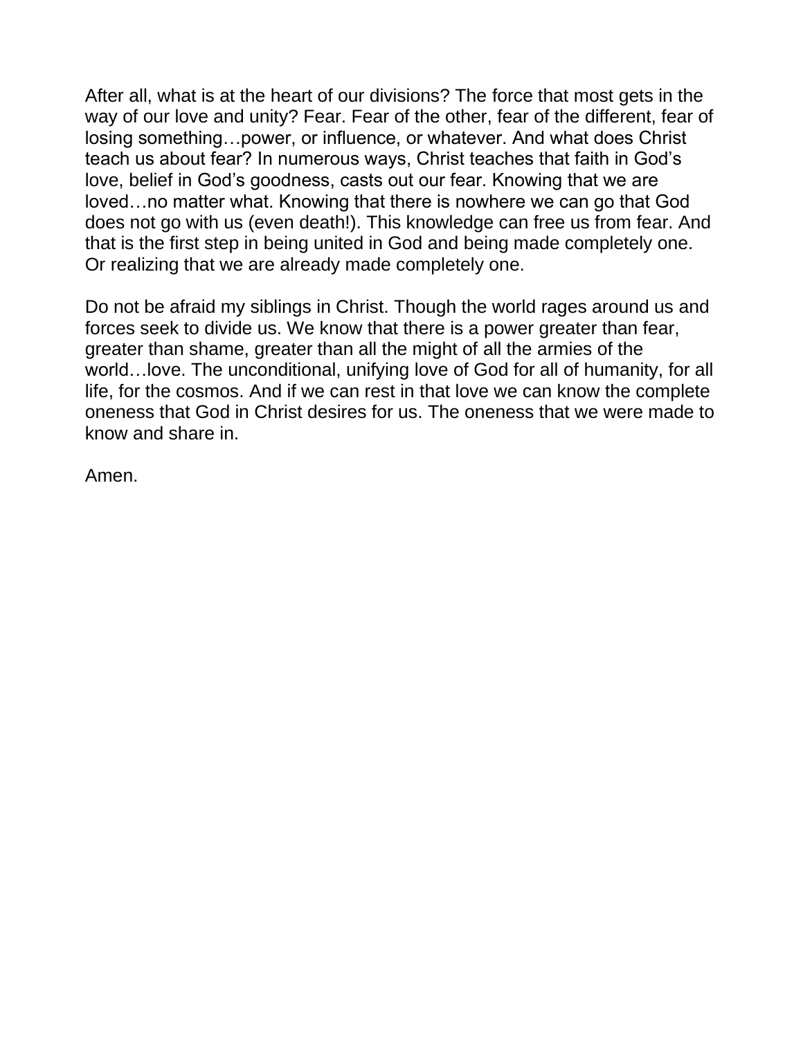After all, what is at the heart of our divisions? The force that most gets in the way of our love and unity? Fear. Fear of the other, fear of the different, fear of losing something…power, or influence, or whatever. And what does Christ teach us about fear? In numerous ways, Christ teaches that faith in God's love, belief in God's goodness, casts out our fear. Knowing that we are loved…no matter what. Knowing that there is nowhere we can go that God does not go with us (even death!). This knowledge can free us from fear. And that is the first step in being united in God and being made completely one. Or realizing that we are already made completely one.

Do not be afraid my siblings in Christ. Though the world rages around us and forces seek to divide us. We know that there is a power greater than fear, greater than shame, greater than all the might of all the armies of the world…love. The unconditional, unifying love of God for all of humanity, for all life, for the cosmos. And if we can rest in that love we can know the complete oneness that God in Christ desires for us. The oneness that we were made to know and share in.

Amen.